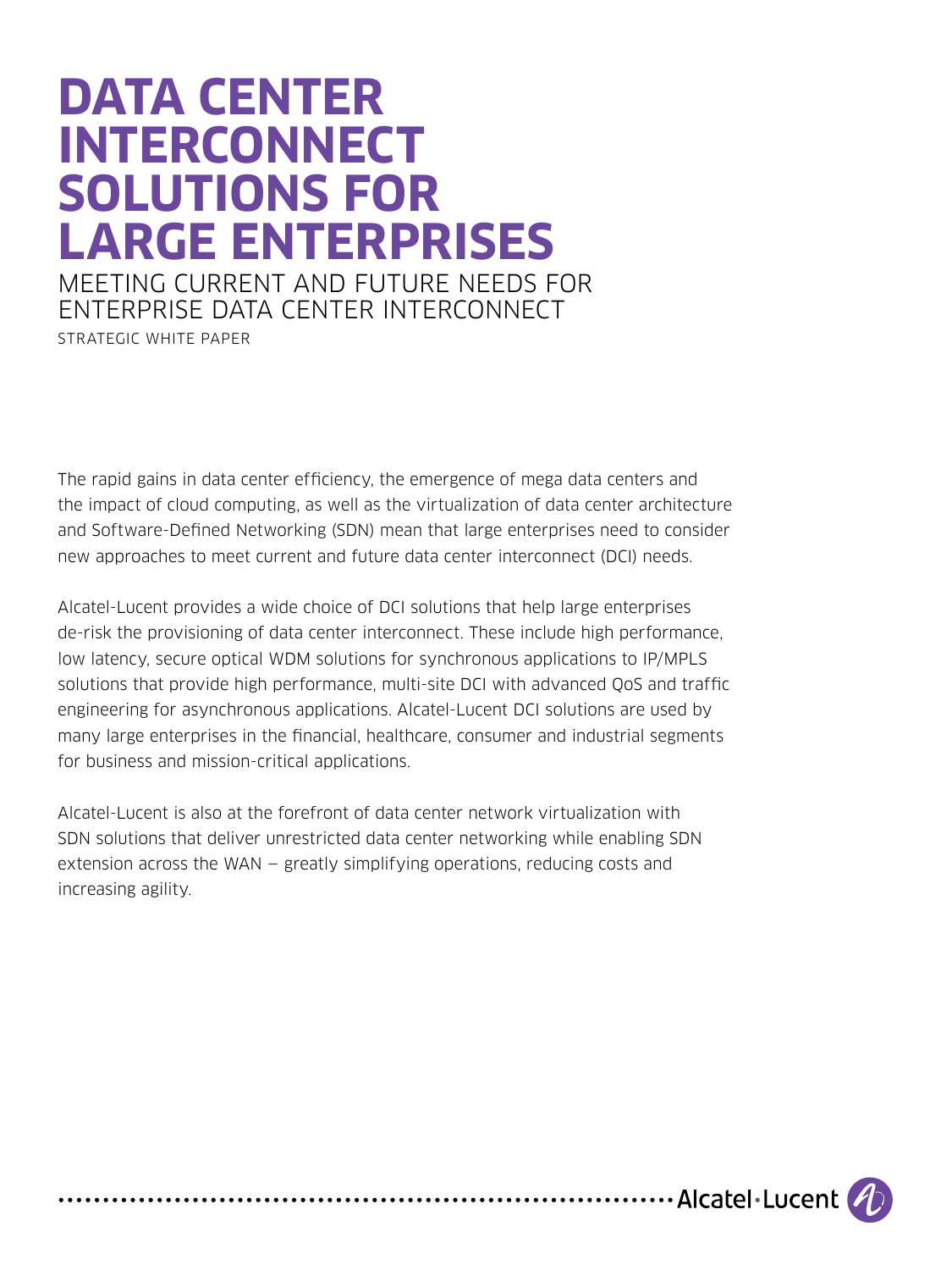# DATA CENTER INTERCONNECT SOLUTIONS FOR LARGE ENTERPRISES

## MEETING CURRENT AND FUTURE NEEDS FOR ENTERPRISE DATA CENTER INTERCONNECT

STRATEGIC WHITE PAPER

The rapid gains in data center efficiency, the emergence of mega data centers and the impact of cloud computing, as well as the virtualization of data center architecture and Software-Defined Networking (SDN) mean that large enterprises need to consider new approaches to meet current and future data center interconnect (DCI) needs.

Alcatel-Lucent provides a wide choice of DCI solutions that help large enterprises de-risk the provisioning of data center interconnect. These include high performance, low latency, secure optical WDM solutions for synchronous applications to IP/MPLS solutions that provide high performance, multi-site DCI with advanced QoS and traffic engineering for asynchronous applications. Alcatel-Lucent DCI solutions are used by many large enterprises in the financial, healthcare, consumer and industrial segments for business and mission-critical applications.

Alcatel-Lucent is also at the forefront of data center network virtualization with SDN solutions that deliver unrestricted data center networking while enabling SDN extension across the WAN — greatly simplifying operations, reducing costs and increasing agility.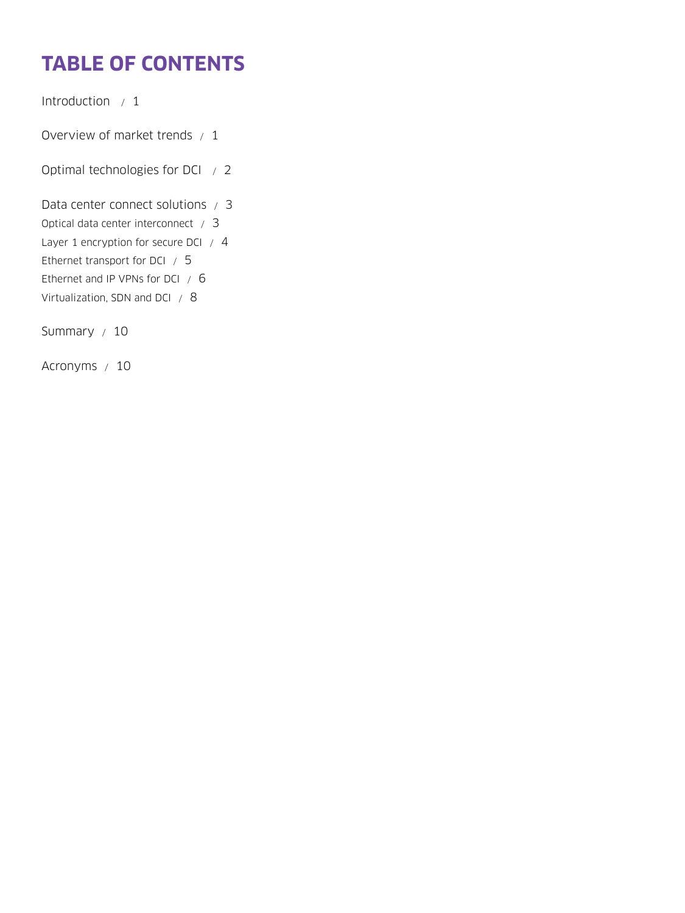# TABLE OF CONTENTS

Introduction / 1

Overview of market trends / 1

Optimal technologies for DCI / 2

Data center connect solutions / 3

- Optical data center interconnect / 3
- Layer 1 encryption for secure DCI / 4
- Ethernet transport for DCI / 5
- Ethernet and IP VPNs for DCI / 6
- Virtualization, SDN and DCI / 8

Summary / 10

Acronyms / 10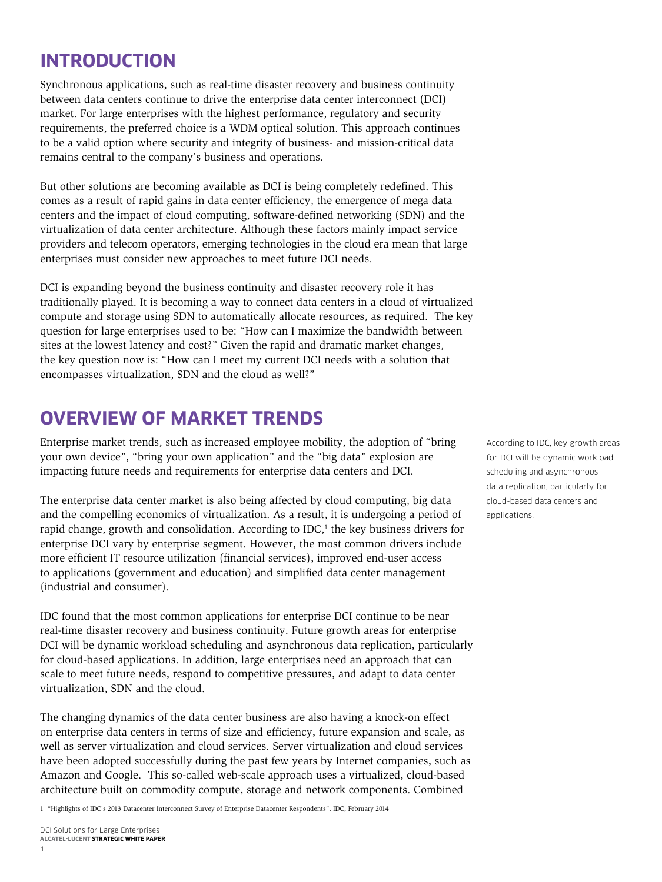# INTRODUCTION

Synchronous applications, such as real-time disaster recovery and business continuity between data centers continue to drive the enterprise data center interconnect (DCI) market. For large enterprises with the highest performance, regulatory and security requirements, the preferred choice is a WDM optical solution. This approach continues to be a valid option where security and integrity of business- and mission-critical data remains central to the company's business and operations.

But other solutions are becoming available as DCI is being completely redefined. This comes as a result of rapid gains in data center efficiency, the emergence of mega data centers and the impact of cloud computing, software-defined networking (SDN) and the virtualization of data center architecture. Although these factors mainly impact service providers and telecom operators, emerging technologies in the cloud era mean that large enterprises must consider new approaches to meet future DCI needs.

DCI is expanding beyond the business continuity and disaster recovery role it has traditionally played. It is becoming a way to connect data centers in a cloud of virtualized compute and storage using SDN to automatically allocate resources, as required. The key question for large enterprises used to be: "How can I maximize the bandwidth between sites at the lowest latency and cost?" Given the rapid and dramatic market changes, the key question now is: "How can I meet my current DCI needs with a solution that encompasses virtualization, SDN and the cloud as well?"

# OVERVIEW OF MARKET TRENDS

Enterprise market trends, such as increased employee mobility, the adoption of "bring your own device", "bring your own application" and the "big data" explosion are impacting future needs and requirements for enterprise data centers and DCI.

According to IDC, key growth areas for DCI will be dynamic workload scheduling and asynchronous data replication, particularly for cloud-based data centers and applications.

The enterprise data center market is also being affected by cloud computing, big data and the compelling economics of virtualization. As a result, it is undergoing a period of rapid change, growth and consolidation. According to IDC,[1] the key business drivers for enterprise DCI vary by enterprise segment. However, the most common drivers include more efficient IT resource utilization (financial services), improved end-user access to applications (government and education) and simplified data center management (industrial and consumer).

IDC found that the most common applications for enterprise DCI continue to be near real-time disaster recovery and business continuity. Future growth areas for enterprise DCI will be dynamic workload scheduling and asynchronous data replication, particularly for cloud-based applications. In addition, large enterprises need an approach that can scale to meet future needs, respond to competitive pressures, and adapt to data center virtualization, SDN and the cloud.

The changing dynamics of the data center business are also having a knock-on effect on enterprise data centers in terms of size and efficiency, future expansion and scale, as well as server virtualization and cloud services. Server virtualization and cloud services have been adopted successfully during the past few years by Internet companies, such as Amazon and Google. This so-called web-scale approach uses a virtualized, cloud-based architecture built on commodity compute, storage and network components. Combined

1 "Highlights of IDC's 2013 Datacenter Interconnect Survey of Enterprise Datacenter Respondents", IDC, February 2014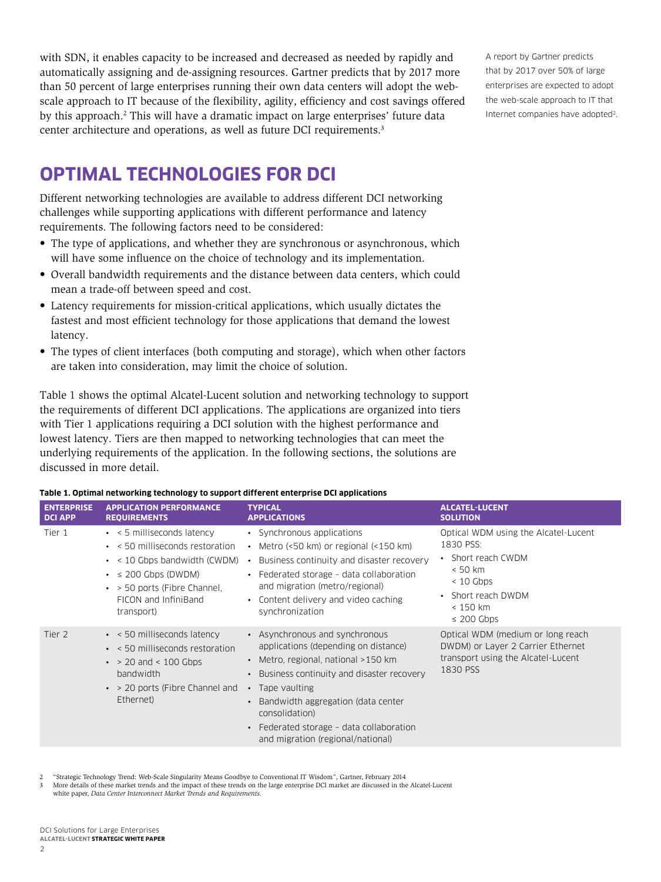with SDN, it enables capacity to be increased and decreased as needed by rapidly and automatically assigning and de-assigning resources. Gartner predicts that by 2017 more than 50 percent of large enterprises running their own data centers will adopt the web-scale approach to IT because of the flexibility, agility, efficiency and cost savings offered by this approach.[2] This will have a dramatic impact on large enterprises' future data center architecture and operations, as well as future DCI requirements.[3]

A report by Gartner predicts that by 2017 over 50% of large enterprises are expected to adopt the web-scale approach to IT that Internet companies have adopted[2].

## OPTIMAL TECHNOLOGIES FOR DCI

Different networking technologies are available to address different DCI networking challenges while supporting applications with different performance and latency requirements. The following factors need to be considered:

- The type of applications, and whether they are synchronous or asynchronous, which will have some influence on the choice of technology and its implementation.
- Overall bandwidth requirements and the distance between data centers, which could mean a trade-off between speed and cost.
- Latency requirements for mission-critical applications, which usually dictates the fastest and most efficient technology for those applications that demand the lowest latency.
- The types of client interfaces (both computing and storage), which when other factors are taken into consideration, may limit the choice of solution.

Table 1 shows the optimal Alcatel-Lucent solution and networking technology to support the requirements of different DCI applications. The applications are organized into tiers with Tier 1 applications requiring a DCI solution with the highest performance and lowest latency. Tiers are then mapped to networking technologies that can meet the underlying requirements of the application. In the following sections, the solutions are discussed in more detail.

**Table 1. Optimal networking technology to support different enterprise DCI applications**

| ENTERPRISE DCI APP | APPLICATION PERFORMANCE REQUIREMENTS | TYPICAL APPLICATIONS | ALCATEL-LUCENT SOLUTION |
|---|---|---|---|
| Tier 1 | • < 5 milliseconds latency<br>• < 50 milliseconds restoration<br>• < 10 Gbps bandwidth (CWDM)<br>• ≤ 200 Gbps (DWDM)<br>• > 50 ports (Fibre Channel, FICON and InfiniBand transport) | • Synchronous applications<br>• Metro (<50 km) or regional (<150 km)<br>• Business continuity and disaster recovery<br>• Federated storage – data collaboration and migration (metro/regional)<br>• Content delivery and video caching synchronization | Optical WDM using the Alcatel-Lucent 1830 PSS:<br>• Short reach CWDM < 50 km < 10 Gbps<br>• Short reach DWDM < 150 km ≤ 200 Gbps |
| Tier 2 | • < 50 milliseconds latency<br>• < 50 milliseconds restoration<br>• > 20 and < 100 Gbps bandwidth<br>• > 20 ports (Fibre Channel and Ethernet) | • Asynchronous and synchronous applications (depending on distance)<br>• Metro, regional, national >150 km<br>• Business continuity and disaster recovery<br>• Tape vaulting<br>• Bandwidth aggregation (data center consolidation)<br>• Federated storage – data collaboration and migration (regional/national) | Optical WDM (medium or long reach DWDM) or Layer 2 Carrier Ethernet transport using the Alcatel-Lucent 1830 PSS |

2 "Strategic Technology Trend: Web-Scale Singularity Means Goodbye to Conventional IT Wisdom", Gartner, February 2014

3 More details of these market trends and the impact of these trends on the large enterprise DCI market are discussed in the Alcatel-Lucent white paper, *Data Center Interconnect Market Trends and Requirements.*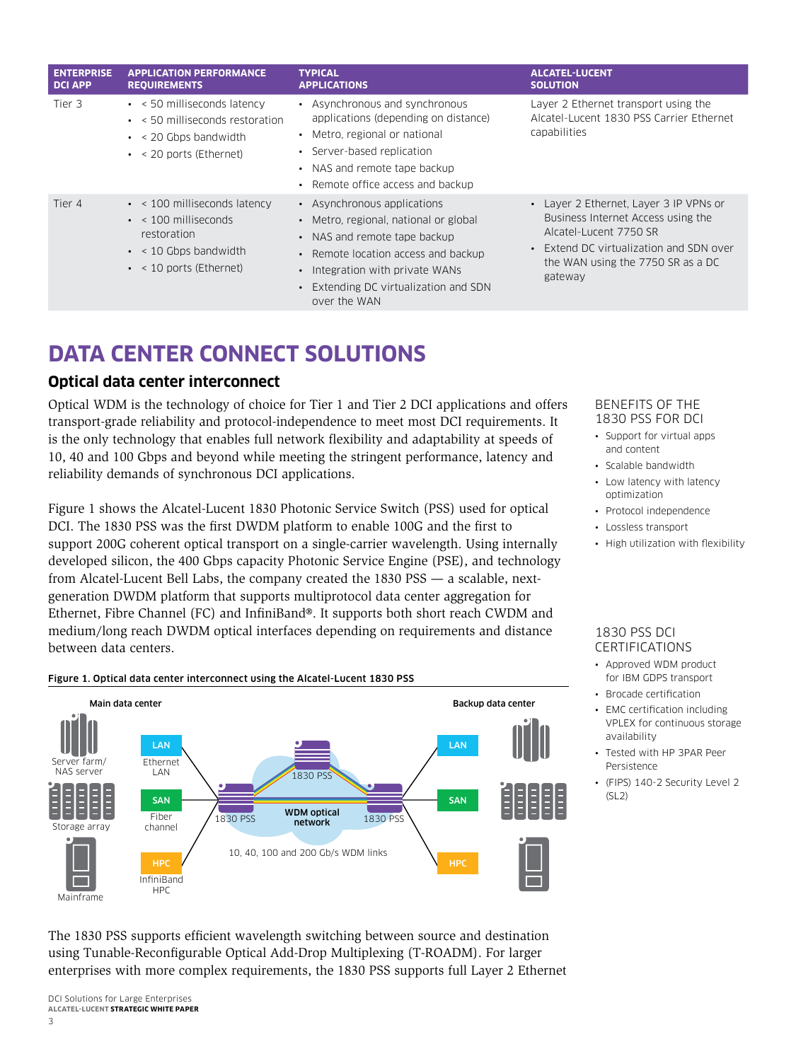| ENTERPRISE DCI APP | APPLICATION PERFORMANCE REQUIREMENTS | TYPICAL APPLICATIONS | ALCATEL-LUCENT SOLUTION |
|---|---|---|---|
| Tier 3 | • < 50 milliseconds latency<br>• < 50 milliseconds restoration<br>• < 20 Gbps bandwidth<br>• < 20 ports (Ethernet) | • Asynchronous and synchronous applications (depending on distance)<br>• Metro, regional or national<br>• Server-based replication<br>• NAS and remote tape backup<br>• Remote office access and backup | Layer 2 Ethernet transport using the Alcatel-Lucent 1830 PSS Carrier Ethernet capabilities |
| Tier 4 | • < 100 milliseconds latency<br>• < 100 milliseconds restoration<br>• < 10 Gbps bandwidth<br>• < 10 ports (Ethernet) | • Asynchronous applications<br>• Metro, regional, national or global<br>• NAS and remote tape backup<br>• Remote location access and backup<br>• Integration with private WANs<br>• Extending DC virtualization and SDN over the WAN | • Layer 2 Ethernet, Layer 3 IP VPNs or Business Internet Access using the Alcatel-Lucent 7750 SR<br>• Extend DC virtualization and SDN over the WAN using the 7750 SR as a DC gateway |

# DATA CENTER CONNECT SOLUTIONS

## Optical data center interconnect

Optical WDM is the technology of choice for Tier 1 and Tier 2 DCI applications and offers transport-grade reliability and protocol-independence to meet most DCI requirements. It is the only technology that enables full network flexibility and adaptability at speeds of 10, 40 and 100 Gbps and beyond while meeting the stringent performance, latency and reliability demands of synchronous DCI applications.

Figure 1 shows the Alcatel-Lucent 1830 Photonic Service Switch (PSS) used for optical DCI. The 1830 PSS was the first DWDM platform to enable 100G and the first to support 200G coherent optical transport on a single-carrier wavelength. Using internally developed silicon, the 400 Gbps capacity Photonic Service Engine (PSE), and technology from Alcatel-Lucent Bell Labs, the company created the 1830 PSS — a scalable, next-generation DWDM platform that supports multiprotocol data center aggregation for Ethernet, Fibre Channel (FC) and InfiniBand®. It supports both short reach CWDM and medium/long reach DWDM optical interfaces depending on requirements and distance between data centers.

**Figure 1. Optical data center interconnect using the Alcatel-Lucent 1830 PSS**

Main data center
Server farm/ NAS server
Storage array
Mainframe
LAN
Ethernet LAN
SAN
Fiber channel
HPC
InfiniBand HPC
1830 PSS
1830 PSS
1830 PSS
WDM optical network
10, 40, 100 and 200 Gb/s WDM links
Backup data center
LAN
SAN
HPC

The 1830 PSS supports efficient wavelength switching between source and destination using Tunable-Reconfigurable Optical Add-Drop Multiplexing (T-ROADM). For larger enterprises with more complex requirements, the 1830 PSS supports full Layer 2 Ethernet

BENEFITS OF THE 1830 PSS FOR DCI

- Support for virtual apps and content
- Scalable bandwidth
- Low latency with latency optimization
- Protocol independence
- Lossless transport
- High utilization with flexibility

1830 PSS DCI CERTIFICATIONS

- Approved WDM product for IBM GDPS transport
- Brocade certification
- EMC certification including VPLEX for continuous storage availability
- Tested with HP 3PAR Peer Persistence
- (FIPS) 140-2 Security Level 2 (SL2)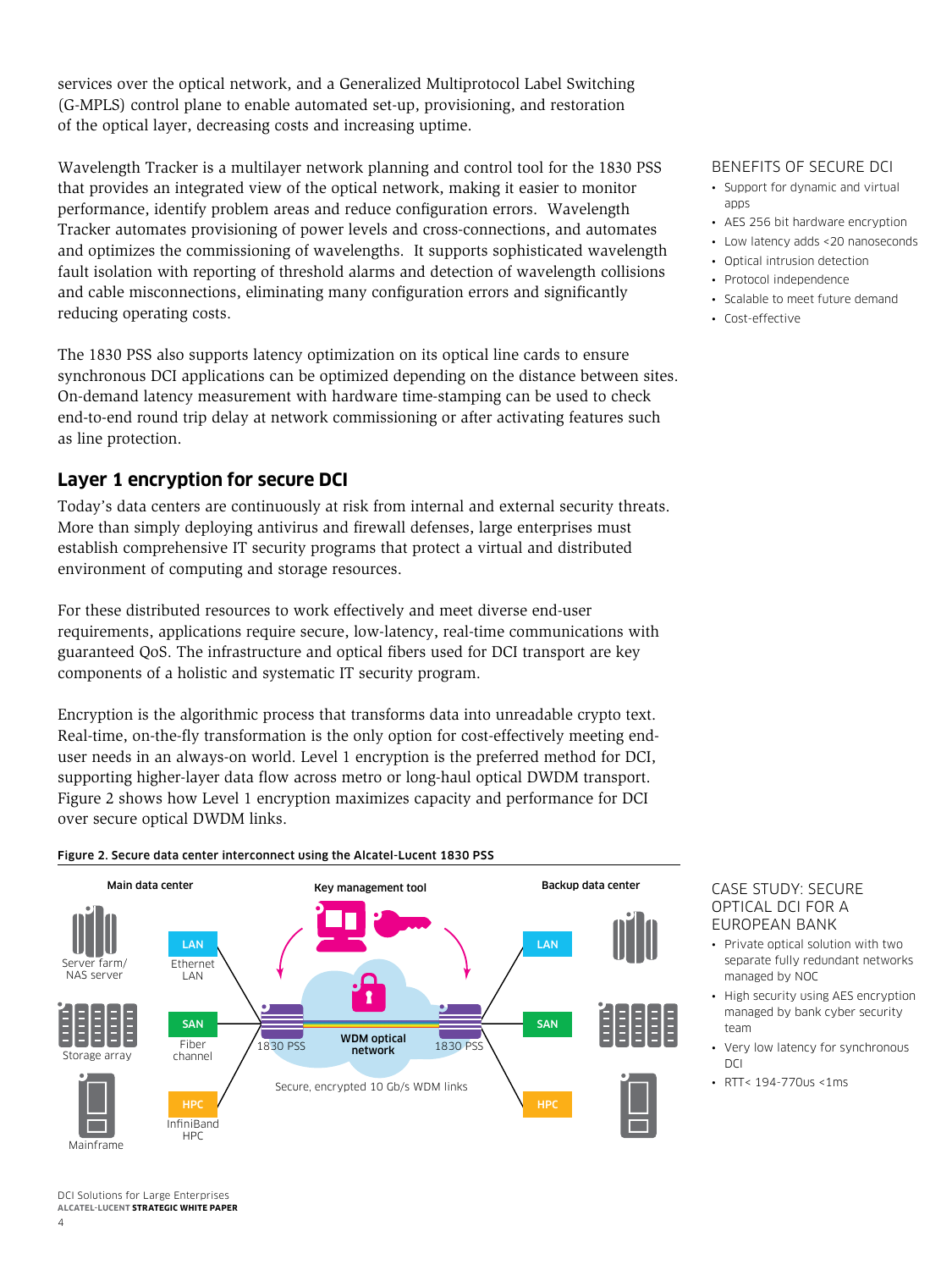services over the optical network, and a Generalized Multiprotocol Label Switching (G-MPLS) control plane to enable automated set-up, provisioning, and restoration of the optical layer, decreasing costs and increasing uptime.

Wavelength Tracker is a multilayer network planning and control tool for the 1830 PSS that provides an integrated view of the optical network, making it easier to monitor performance, identify problem areas and reduce configuration errors. Wavelength Tracker automates provisioning of power levels and cross-connections, and automates and optimizes the commissioning of wavelengths. It supports sophisticated wavelength fault isolation with reporting of threshold alarms and detection of wavelength collisions and cable misconnections, eliminating many configuration errors and significantly reducing operating costs.

The 1830 PSS also supports latency optimization on its optical line cards to ensure synchronous DCI applications can be optimized depending on the distance between sites. On-demand latency measurement with hardware time-stamping can be used to check end-to-end round trip delay at network commissioning or after activating features such as line protection.

BENEFITS OF SECURE DCI

- Support for dynamic and virtual apps
- AES 256 bit hardware encryption
- Low latency adds <20 nanoseconds
- Optical intrusion detection
- Protocol independence
- Scalable to meet future demand
- Cost-effective

## Layer 1 encryption for secure DCI

Today's data centers are continuously at risk from internal and external security threats. More than simply deploying antivirus and firewall defenses, large enterprises must establish comprehensive IT security programs that protect a virtual and distributed environment of computing and storage resources.

For these distributed resources to work effectively and meet diverse end-user requirements, applications require secure, low-latency, real-time communications with guaranteed QoS. The infrastructure and optical fibers used for DCI transport are key components of a holistic and systematic IT security program.

Encryption is the algorithmic process that transforms data into unreadable crypto text. Real-time, on-the-fly transformation is the only option for cost-effectively meeting end-user needs in an always-on world. Level 1 encryption is the preferred method for DCI, supporting higher-layer data flow across metro or long-haul optical DWDM transport. Figure 2 shows how Level 1 encryption maximizes capacity and performance for DCI over secure optical DWDM links.

**Figure 2. Secure data center interconnect using the Alcatel-Lucent 1830 PSS**

Main data center
Key management tool
Backup data center
Server farm/ NAS server
Storage array
Mainframe
LAN
Ethernet LAN
SAN
Fiber channel
HPC
InfiniBand HPC
1830 PSS
WDM optical network
1830 PSS
LAN
SAN
HPC
Secure, encrypted 10 Gb/s WDM links

CASE STUDY: SECURE OPTICAL DCI FOR A EUROPEAN BANK

- Private optical solution with two separate fully redundant networks managed by NOC
- High security using AES encryption managed by bank cyber security team
- Very low latency for synchronous DCI
- RTT< 194-770us <1ms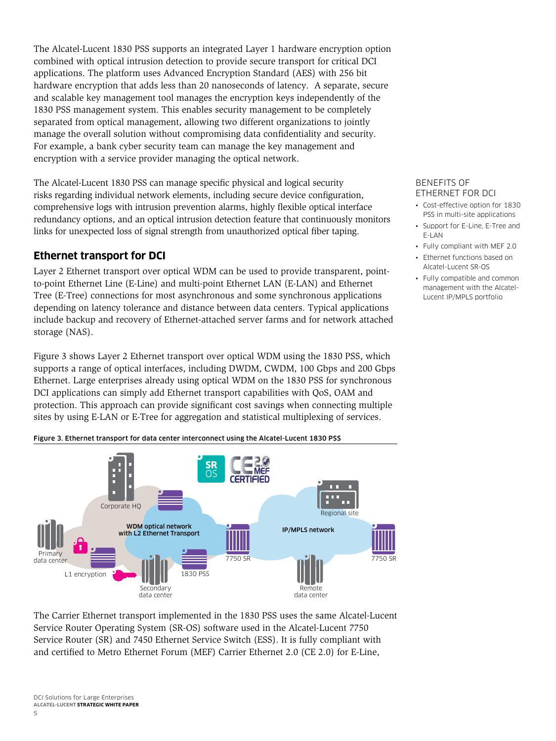The Alcatel-Lucent 1830 PSS supports an integrated Layer 1 hardware encryption option combined with optical intrusion detection to provide secure transport for critical DCI applications. The platform uses Advanced Encryption Standard (AES) with 256 bit hardware encryption that adds less than 20 nanoseconds of latency. A separate, secure and scalable key management tool manages the encryption keys independently of the 1830 PSS management system. This enables security management to be completely separated from optical management, allowing two different organizations to jointly manage the overall solution without compromising data confidentiality and security. For example, a bank cyber security team can manage the key management and encryption with a service provider managing the optical network.

The Alcatel-Lucent 1830 PSS can manage specific physical and logical security risks regarding individual network elements, including secure device configuration, comprehensive logs with intrusion prevention alarms, highly flexible optical interface redundancy options, and an optical intrusion detection feature that continuously monitors links for unexpected loss of signal strength from unauthorized optical fiber taping.

## Ethernet transport for DCI

Layer 2 Ethernet transport over optical WDM can be used to provide transparent, point-to-point Ethernet Line (E-Line) and multi-point Ethernet LAN (E-LAN) and Ethernet Tree (E-Tree) connections for most asynchronous and some synchronous applications depending on latency tolerance and distance between data centers. Typical applications include backup and recovery of Ethernet-attached server farms and for network attached storage (NAS).

Figure 3 shows Layer 2 Ethernet transport over optical WDM using the 1830 PSS, which supports a range of optical interfaces, including DWDM, CWDM, 100 Gbps and 200 Gbps Ethernet. Large enterprises already using optical WDM on the 1830 PSS for synchronous DCI applications can simply add Ethernet transport capabilities with QoS, OAM and protection. This approach can provide significant cost savings when connecting multiple sites by using E-LAN or E-Tree for aggregation and statistical multiplexing of services.

BENEFITS OF ETHERNET FOR DCI

- Cost-effective option for 1830 PSS in multi-site applications
- Support for E-Line, E-Tree and E-LAN
- Fully compliant with MEF 2.0
- Ethernet functions based on Alcatel-Lucent SR-OS
- Fully compatible and common management with the Alcatel-Lucent IP/MPLS portfolio

**Figure 3. Ethernet transport for data center interconnect using the Alcatel-Lucent 1830 PSS**

SR OS
CE 2.0 MEF CERTIFIED
Corporate HQ
Regional site
WDM optical network with L2 Ethernet Transport
IP/MPLS network
Primary data center
7750 SR
7750 SR
L1 encryption
1830 PSS
Secondary data center
Remote data center

The Carrier Ethernet transport implemented in the 1830 PSS uses the same Alcatel-Lucent Service Router Operating System (SR-OS) software used in the Alcatel-Lucent 7750 Service Router (SR) and 7450 Ethernet Service Switch (ESS). It is fully compliant with and certified to Metro Ethernet Forum (MEF) Carrier Ethernet 2.0 (CE 2.0) for E-Line,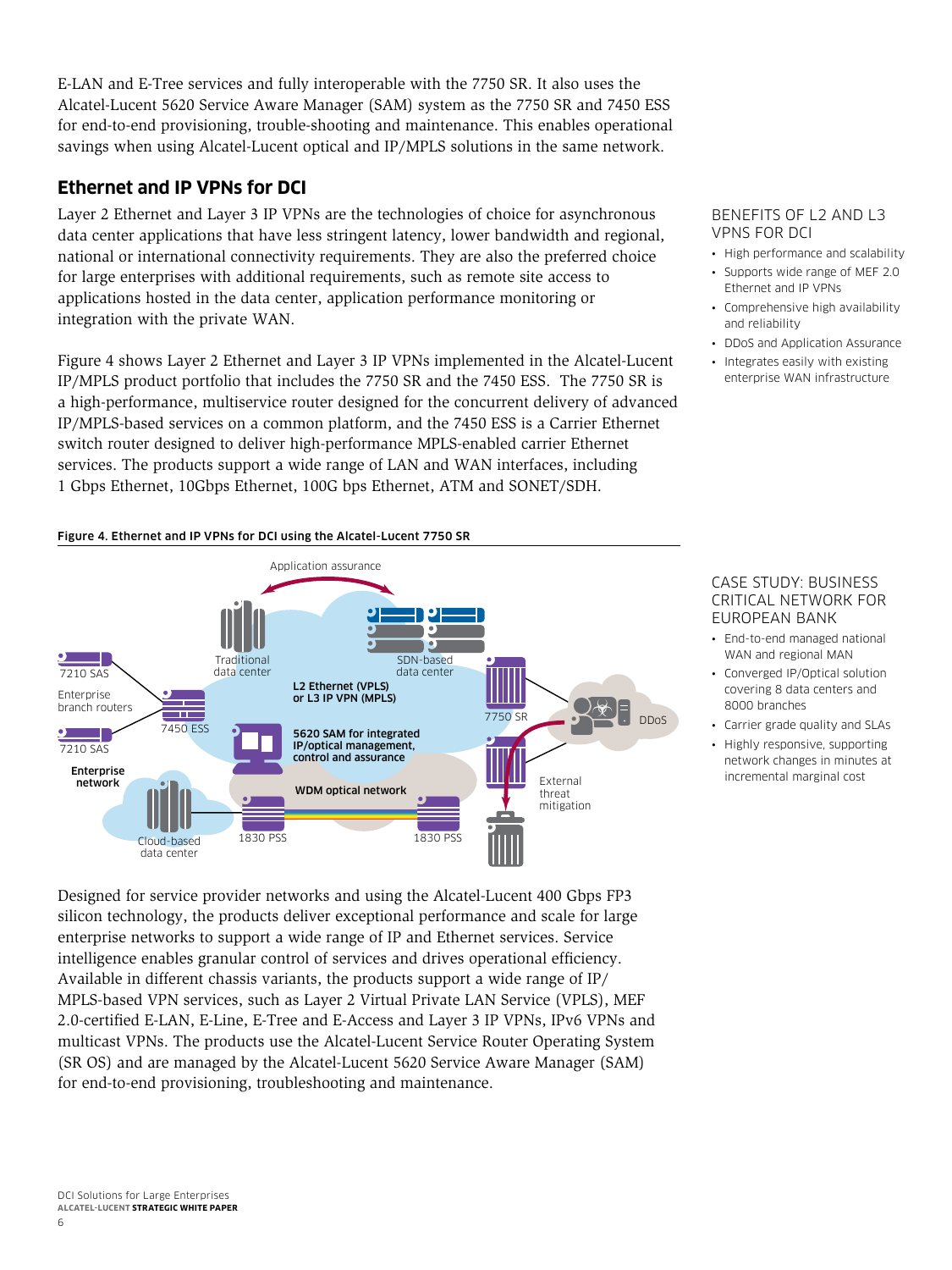E-LAN and E-Tree services and fully interoperable with the 7750 SR. It also uses the Alcatel-Lucent 5620 Service Aware Manager (SAM) system as the 7750 SR and 7450 ESS for end-to-end provisioning, trouble-shooting and maintenance. This enables operational savings when using Alcatel-Lucent optical and IP/MPLS solutions in the same network.

## Ethernet and IP VPNs for DCI

Layer 2 Ethernet and Layer 3 IP VPNs are the technologies of choice for asynchronous data center applications that have less stringent latency, lower bandwidth and regional, national or international connectivity requirements. They are also the preferred choice for large enterprises with additional requirements, such as remote site access to applications hosted in the data center, application performance monitoring or integration with the private WAN.

Figure 4 shows Layer 2 Ethernet and Layer 3 IP VPNs implemented in the Alcatel-Lucent IP/MPLS product portfolio that includes the 7750 SR and the 7450 ESS. The 7750 SR is a high-performance, multiservice router designed for the concurrent delivery of advanced IP/MPLS-based services on a common platform, and the 7450 ESS is a Carrier Ethernet switch router designed to deliver high-performance MPLS-enabled carrier Ethernet services. The products support a wide range of LAN and WAN interfaces, including 1 Gbps Ethernet, 10Gbps Ethernet, 100G bps Ethernet, ATM and SONET/SDH.

### BENEFITS OF L2 AND L3 VPNS FOR DCI

- High performance and scalability
- Supports wide range of MEF 2.0 Ethernet and IP VPNs
- Comprehensive high availability and reliability
- DDoS and Application Assurance
- Integrates easily with existing enterprise WAN infrastructure

**Figure 4. Ethernet and IP VPNs for DCI using the Alcatel-Lucent 7750 SR**

Application assurance
Traditional data center
SDN-based data center
7210 SAS
Enterprise branch routers
7450 ESS
7210 SAS
L2 Ethernet (VPLS) or L3 IP VPN (MPLS)
5620 SAM for integrated IP/optical management, control and assurance
7750 SR
DDoS
Enterprise network
WDM optical network
External threat mitigation
Cloud-based data center
1830 PSS
1830 PSS

### CASE STUDY: BUSINESS CRITICAL NETWORK FOR EUROPEAN BANK

- End-to-end managed national WAN and regional MAN
- Converged IP/Optical solution covering 8 data centers and 8000 branches
- Carrier grade quality and SLAs
- Highly responsive, supporting network changes in minutes at incremental marginal cost

Designed for service provider networks and using the Alcatel-Lucent 400 Gbps FP3 silicon technology, the products deliver exceptional performance and scale for large enterprise networks to support a wide range of IP and Ethernet services. Service intelligence enables granular control of services and drives operational efficiency. Available in different chassis variants, the products support a wide range of IP/MPLS-based VPN services, such as Layer 2 Virtual Private LAN Service (VPLS), MEF 2.0-certified E-LAN, E-Line, E-Tree and E-Access and Layer 3 IP VPNs, IPv6 VPNs and multicast VPNs. The products use the Alcatel-Lucent Service Router Operating System (SR OS) and are managed by the Alcatel-Lucent 5620 Service Aware Manager (SAM) for end-to-end provisioning, troubleshooting and maintenance.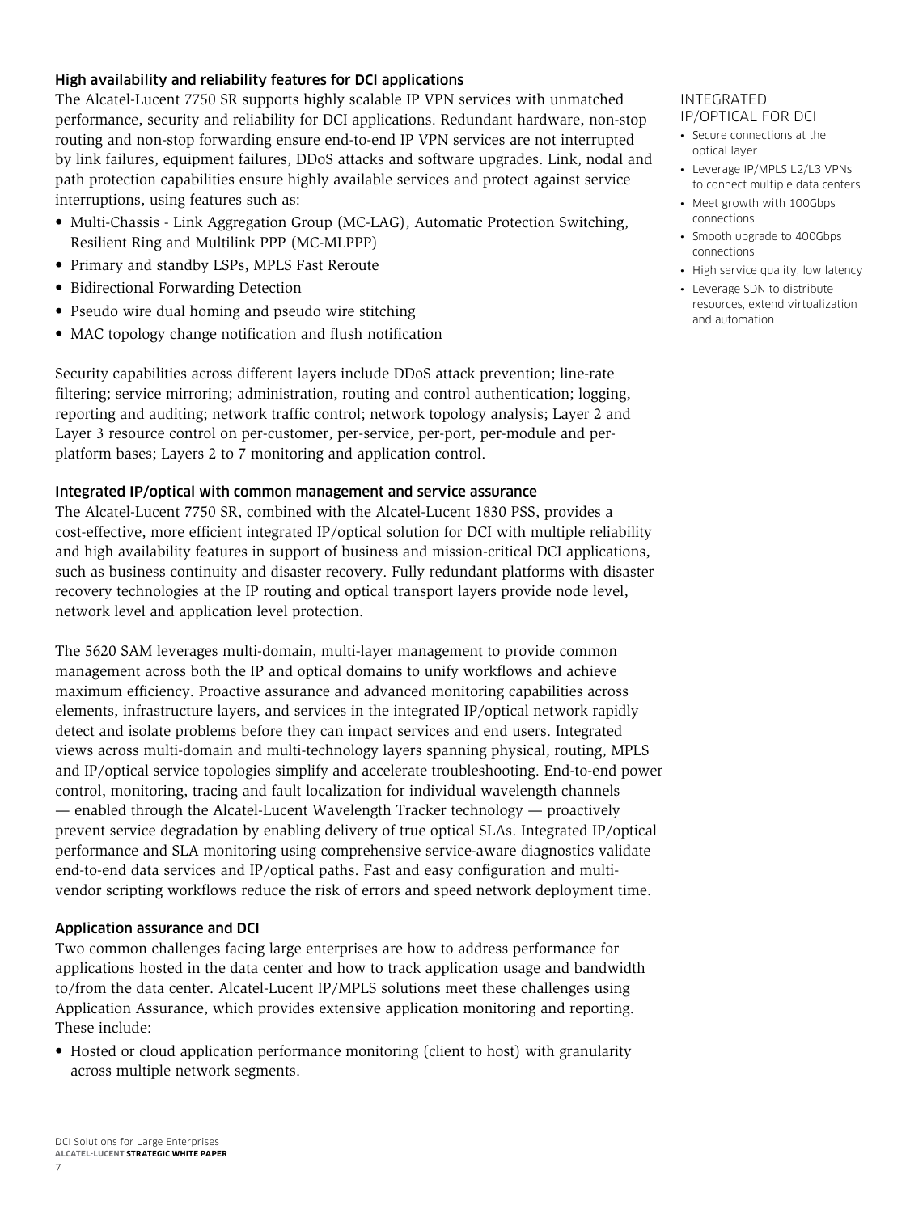### High availability and reliability features for DCI applications

The Alcatel-Lucent 7750 SR supports highly scalable IP VPN services with unmatched performance, security and reliability for DCI applications. Redundant hardware, non-stop routing and non-stop forwarding ensure end-to-end IP VPN services are not interrupted by link failures, equipment failures, DDoS attacks and software upgrades. Link, nodal and path protection capabilities ensure highly available services and protect against service interruptions, using features such as:

- Multi-Chassis - Link Aggregation Group (MC-LAG), Automatic Protection Switching, Resilient Ring and Multilink PPP (MC-MLPPP)
- Primary and standby LSPs, MPLS Fast Reroute
- Bidirectional Forwarding Detection
- Pseudo wire dual homing and pseudo wire stitching
- MAC topology change notification and flush notification

Security capabilities across different layers include DDoS attack prevention; line-rate filtering; service mirroring; administration, routing and control authentication; logging, reporting and auditing; network traffic control; network topology analysis; Layer 2 and Layer 3 resource control on per-customer, per-service, per-port, per-module and per-platform bases; Layers 2 to 7 monitoring and application control.

### Integrated IP/optical with common management and service assurance

The Alcatel-Lucent 7750 SR, combined with the Alcatel-Lucent 1830 PSS, provides a cost-effective, more efficient integrated IP/optical solution for DCI with multiple reliability and high availability features in support of business and mission-critical DCI applications, such as business continuity and disaster recovery. Fully redundant platforms with disaster recovery technologies at the IP routing and optical transport layers provide node level, network level and application level protection.

The 5620 SAM leverages multi-domain, multi-layer management to provide common management across both the IP and optical domains to unify workflows and achieve maximum efficiency. Proactive assurance and advanced monitoring capabilities across elements, infrastructure layers, and services in the integrated IP/optical network rapidly detect and isolate problems before they can impact services and end users. Integrated views across multi-domain and multi-technology layers spanning physical, routing, MPLS and IP/optical service topologies simplify and accelerate troubleshooting. End-to-end power control, monitoring, tracing and fault localization for individual wavelength channels — enabled through the Alcatel-Lucent Wavelength Tracker technology — proactively prevent service degradation by enabling delivery of true optical SLAs. Integrated IP/optical performance and SLA monitoring using comprehensive service-aware diagnostics validate end-to-end data services and IP/optical paths. Fast and easy configuration and multi-vendor scripting workflows reduce the risk of errors and speed network deployment time.

### Application assurance and DCI

Two common challenges facing large enterprises are how to address performance for applications hosted in the data center and how to track application usage and bandwidth to/from the data center. Alcatel-Lucent IP/MPLS solutions meet these challenges using Application Assurance, which provides extensive application monitoring and reporting. These include:

- Hosted or cloud application performance monitoring (client to host) with granularity across multiple network segments.

INTEGRATED IP/OPTICAL FOR DCI

- Secure connections at the optical layer
- Leverage IP/MPLS L2/L3 VPNs to connect multiple data centers
- Meet growth with 100Gbps connections
- Smooth upgrade to 400Gbps connections
- High service quality, low latency
- Leverage SDN to distribute resources, extend virtualization and automation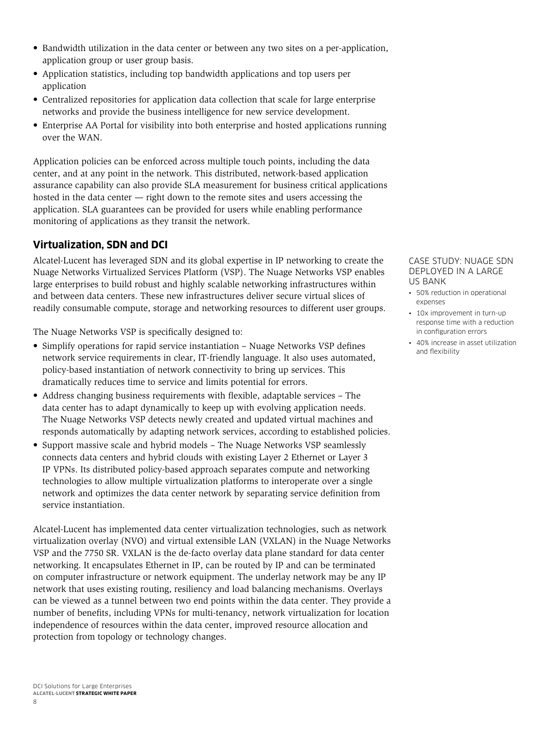- Bandwidth utilization in the data center or between any two sites on a per-application, application group or user group basis.
- Application statistics, including top bandwidth applications and top users per application
- Centralized repositories for application data collection that scale for large enterprise networks and provide the business intelligence for new service development.
- Enterprise AA Portal for visibility into both enterprise and hosted applications running over the WAN.

Application policies can be enforced across multiple touch points, including the data center, and at any point in the network. This distributed, network-based application assurance capability can also provide SLA measurement for business critical applications hosted in the data center — right down to the remote sites and users accessing the application. SLA guarantees can be provided for users while enabling performance monitoring of applications as they transit the network.

## Virtualization, SDN and DCI

Alcatel-Lucent has leveraged SDN and its global expertise in IP networking to create the Nuage Networks Virtualized Services Platform (VSP). The Nuage Networks VSP enables large enterprises to build robust and highly scalable networking infrastructures within and between data centers. These new infrastructures deliver secure virtual slices of readily consumable compute, storage and networking resources to different user groups.

The Nuage Networks VSP is specifically designed to:

- Simplify operations for rapid service instantiation – Nuage Networks VSP defines network service requirements in clear, IT-friendly language. It also uses automated, policy-based instantiation of network connectivity to bring up services. This dramatically reduces time to service and limits potential for errors.
- Address changing business requirements with flexible, adaptable services – The data center has to adapt dynamically to keep up with evolving application needs. The Nuage Networks VSP detects newly created and updated virtual machines and responds automatically by adapting network services, according to established policies.
- Support massive scale and hybrid models – The Nuage Networks VSP seamlessly connects data centers and hybrid clouds with existing Layer 2 Ethernet or Layer 3 IP VPNs. Its distributed policy-based approach separates compute and networking technologies to allow multiple virtualization platforms to interoperate over a single network and optimizes the data center network by separating service definition from service instantiation.

Alcatel-Lucent has implemented data center virtualization technologies, such as network virtualization overlay (NVO) and virtual extensible LAN (VXLAN) in the Nuage Networks VSP and the 7750 SR. VXLAN is the de-facto overlay data plane standard for data center networking. It encapsulates Ethernet in IP, can be routed by IP and can be terminated on computer infrastructure or network equipment. The underlay network may be any IP network that uses existing routing, resiliency and load balancing mechanisms. Overlays can be viewed as a tunnel between two end points within the data center. They provide a number of benefits, including VPNs for multi-tenancy, network virtualization for location independence of resources within the data center, improved resource allocation and protection from topology or technology changes.

CASE STUDY: NUAGE SDN DEPLOYED IN A LARGE US BANK

- 50% reduction in operational expenses
- 10x improvement in turn-up response time with a reduction in configuration errors
- 40% increase in asset utilization and flexibility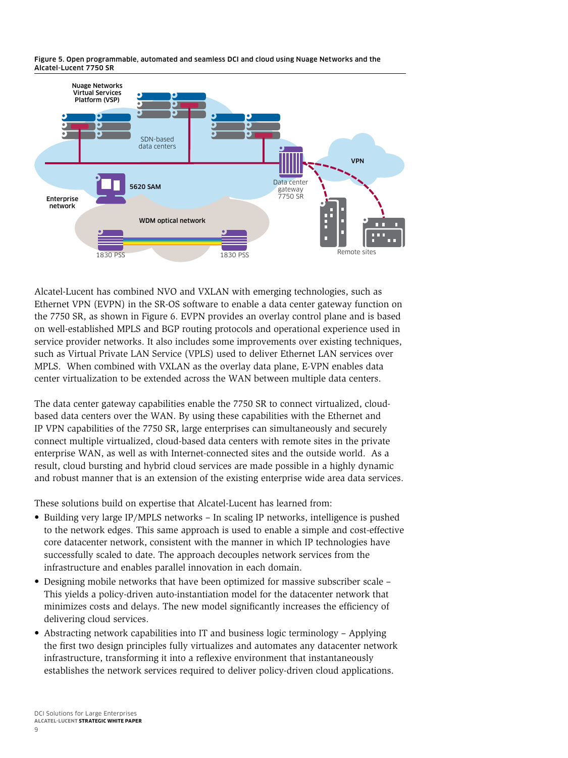**Figure 5. Open programmable, automated and seamless DCI and cloud using Nuage Networks and the Alcatel-Lucent 7750 SR**

Nuage Networks Virtual Services Platform (VSP)

SDN-based data centers

VPN

Data center gateway 7750 SR

5620 SAM

Enterprise network

WDM optical network

1830 PSS

1830 PSS

Remote sites

Alcatel-Lucent has combined NVO and VXLAN with emerging technologies, such as Ethernet VPN (EVPN) in the SR-OS software to enable a data center gateway function on the 7750 SR, as shown in Figure 6. EVPN provides an overlay control plane and is based on well-established MPLS and BGP routing protocols and operational experience used in service provider networks. It also includes some improvements over existing techniques, such as Virtual Private LAN Service (VPLS) used to deliver Ethernet LAN services over MPLS. When combined with VXLAN as the overlay data plane, E-VPN enables data center virtualization to be extended across the WAN between multiple data centers.

The data center gateway capabilities enable the 7750 SR to connect virtualized, cloud-based data centers over the WAN. By using these capabilities with the Ethernet and IP VPN capabilities of the 7750 SR, large enterprises can simultaneously and securely connect multiple virtualized, cloud-based data centers with remote sites in the private enterprise WAN, as well as with Internet-connected sites and the outside world. As a result, cloud bursting and hybrid cloud services are made possible in a highly dynamic and robust manner that is an extension of the existing enterprise wide area data services.

These solutions build on expertise that Alcatel-Lucent has learned from:

- Building very large IP/MPLS networks – In scaling IP networks, intelligence is pushed to the network edges. This same approach is used to enable a simple and cost-effective core datacenter network, consistent with the manner in which IP technologies have successfully scaled to date. The approach decouples network services from the infrastructure and enables parallel innovation in each domain.
- Designing mobile networks that have been optimized for massive subscriber scale – This yields a policy-driven auto-instantiation model for the datacenter network that minimizes costs and delays. The new model significantly increases the efficiency of delivering cloud services.
- Abstracting network capabilities into IT and business logic terminology – Applying the first two design principles fully virtualizes and automates any datacenter network infrastructure, transforming it into a reflexive environment that instantaneously establishes the network services required to deliver policy-driven cloud applications.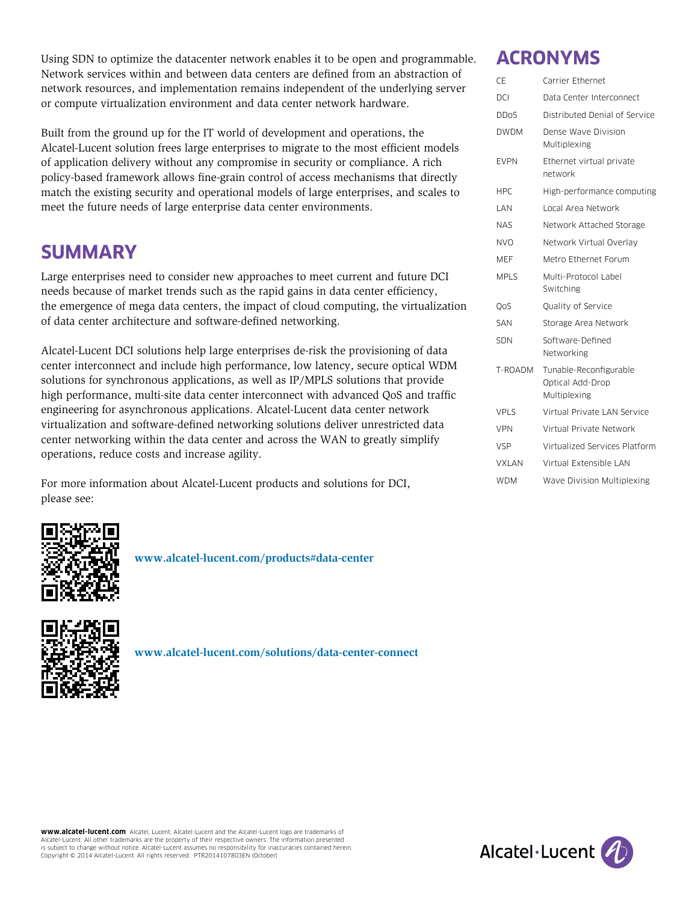Using SDN to optimize the datacenter network enables it to be open and programmable. Network services within and between data centers are defined from an abstraction of network resources, and implementation remains independent of the underlying server or compute virtualization environment and data center network hardware.

Built from the ground up for the IT world of development and operations, the Alcatel-Lucent solution frees large enterprises to migrate to the most efficient models of application delivery without any compromise in security or compliance. A rich policy-based framework allows fine-grain control of access mechanisms that directly match the existing security and operational models of large enterprises, and scales to meet the future needs of large enterprise data center environments.

## SUMMARY

Large enterprises need to consider new approaches to meet current and future DCI needs because of market trends such as the rapid gains in data center efficiency, the emergence of mega data centers, the impact of cloud computing, the virtualization of data center architecture and software-defined networking.

Alcatel-Lucent DCI solutions help large enterprises de-risk the provisioning of data center interconnect and include high performance, low latency, secure optical WDM solutions for synchronous applications, as well as IP/MPLS solutions that provide high performance, multi-site data center interconnect with advanced QoS and traffic engineering for asynchronous applications. Alcatel-Lucent data center network virtualization and software-defined networking solutions deliver unrestricted data center networking within the data center and across the WAN to greatly simplify operations, reduce costs and increase agility.

For more information about Alcatel-Lucent products and solutions for DCI, please see:

www.alcatel-lucent.com/products#data-center

www.alcatel-lucent.com/solutions/data-center-connect

## ACRONYMS

| | |
|---|---|
| CE | Carrier Ethernet |
| DCI | Data Center Interconnect |
| DDoS | Distributed Denial of Service |
| DWDM | Dense Wave Division Multiplexing |
| EVPN | Ethernet virtual private network |
| HPC | High-performance computing |
| LAN | Local Area Network |
| NAS | Network Attached Storage |
| NVO | Network Virtual Overlay |
| MEF | Metro Ethernet Forum |
| MPLS | Multi-Protocol Label Switching |
| QoS | Quality of Service |
| SAN | Storage Area Network |
| SDN | Software-Defined Networking |
| T-ROADM | Tunable-Reconfigurable Optical Add-Drop Multiplexing |
| VPLS | Virtual Private LAN Service |
| VPN | Virtual Private Network |
| VSP | Virtualized Services Platform |
| VXLAN | Virtual Extensible LAN |
| WDM | Wave Division Multiplexing |

**www.alcatel-lucent.com** Alcatel, Lucent, Alcatel-Lucent and the Alcatel-Lucent logo are trademarks of Alcatel-Lucent. All other trademarks are the property of their respective owners. The information presented is subject to change without notice. Alcatel-Lucent assumes no responsibility for inaccuracies contained herein. Copyright © 2014 Alcatel-Lucent. All rights reserved. PTR2014107803EN (October)